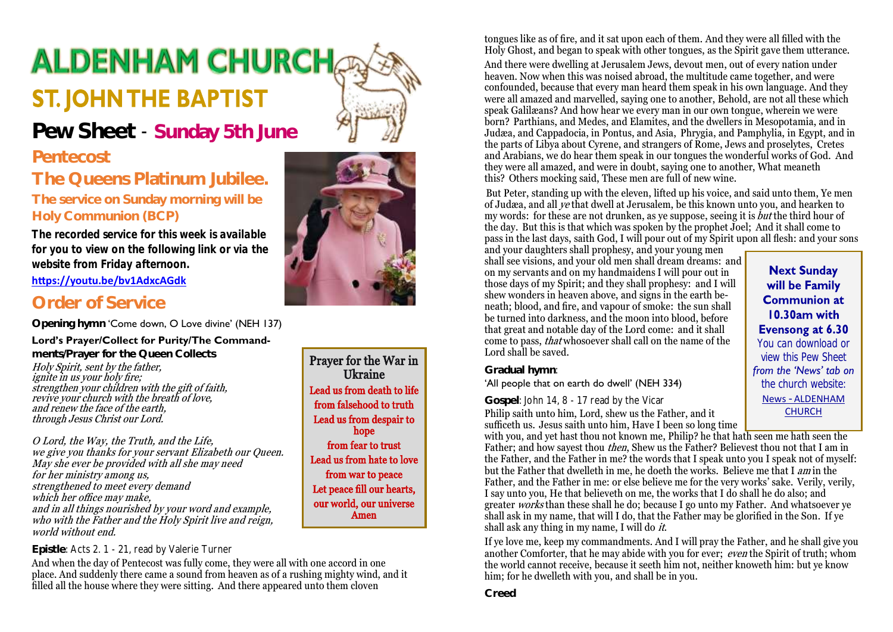# ALDENHAM CHURCH

## ST. JOHN THE BAPTIST

## Pew Sheet - Sunday 5th June

### Pentecost

### The Queens Platinum Jubilee.

### The service on Sunday morning will be Holy Communion (BCP)

**The recorded service for this week is available for you to view on the following link or via the website from Friday afternoon.**

https://youtu.be/bv1AdxcAGdk

## Order of Service

**Opening hymn** 'Come down, O Love divine' (NEH 137)

**Lord's Prayer/Collect for Purity/The Commandments/Prayer for the Queen Collects**

*Holy Spirit, sent by the father,*
*ignite in us your holy fire;*
*strengthen your children with the gift of faith,*
*revive your church with the breath of love,*
*and renew the face of the earth,*
*through Jesus Christ our Lord.*

*O Lord, the Way, the Truth, and the Life,*
*we give you thanks for your servant Elizabeth our Queen.*
*May she ever be provided with all she may need*
*for her ministry among us,*
*strengthened to meet every demand*
*which her office may make,*
*and in all things nourished by your word and example,*
*who with the Father and the Holy Spirit live and reign,*
*world without end.*

**Prayer for the War in Ukraine**

Lead us from death to life
from falsehood to truth
Lead us from despair to hope
from fear to trust
Lead us from hate to love
from war to peace
Let peace fill our hearts,
our world, our universe
Amen

**Epistle**: Acts 2. 1 - 21, read by Valerie Turner

And when the day of Pentecost was fully come, they were all with one accord in one place. And suddenly there came a sound from heaven as of a rushing mighty wind, and it filled all the house where they were sitting. And there appeared unto them cloven tongues like as of fire, and it sat upon each of them. And they were all filled with the Holy Ghost, and began to speak with other tongues, as the Spirit gave them utterance.

And there were dwelling at Jerusalem Jews, devout men, out of every nation under heaven. Now when this was noised abroad, the multitude came together, and were confounded, because that every man heard them speak in his own language. And they were all amazed and marvelled, saying one to another, Behold, are not all these which speak Galilæans? And how hear we every man in our own tongue, wherein we were born? Parthians, and Medes, and Elamites, and the dwellers in Mesopotamia, and in Judæa, and Cappadocia, in Pontus, and Asia, Phrygia, and Pamphylia, in Egypt, and in the parts of Libya about Cyrene, and strangers of Rome, Jews and proselytes, Cretes and Arabians, we do hear them speak in our tongues the wonderful works of God. And they were all amazed, and were in doubt, saying one to another, What meaneth this? Others mocking said, These men are full of new wine.

But Peter, standing up with the eleven, lifted up his voice, and said unto them, Ye men of Judæa, and all *ye* that dwell at Jerusalem, be this known unto you, and hearken to my words: for these are not drunken, as ye suppose, seeing it is *but* the third hour of the day. But this is that which was spoken by the prophet Joel; And it shall come to pass in the last days, saith God, I will pour out of my Spirit upon all flesh: and your sons and your daughters shall prophesy, and your young men shall see visions, and your old men shall dream dreams: and on my servants and on my handmaidens I will pour out in those days of my Spirit; and they shall prophesy: and I will shew wonders in heaven above, and signs in the earth beneath; blood, and fire, and vapour of smoke: the sun shall be turned into darkness, and the moon into blood, before that great and notable day of the Lord come: and it shall come to pass, *that* whosoever shall call on the name of the Lord shall be saved.

**Gradual hymn**:
'All people that on earth do dwell' (NEH 334)

**Gospel**: John 14, 8 - 17 read by the Vicar

Philip saith unto him, Lord, shew us the Father, and it sufficeth us. Jesus saith unto him, Have I been so long time with you, and yet hast thou not known me, Philip? he that hath seen me hath seen the Father; and how sayest thou *then*, Shew us the Father? Believest thou not that I am in the Father, and the Father in me? the words that I speak unto you I speak not of myself: but the Father that dwelleth in me, he doeth the works. Believe me that I *am* in the Father, and the Father in me: or else believe me for the very works' sake. Verily, verily, I say unto you, He that believeth on me, the works that I do shall he do also; and greater *works* than these shall he do; because I go unto my Father. And whatsoever ye shall ask in my name, that will I do, that the Father may be glorified in the Son. If ye shall ask any thing in my name, I will do *it*.

If ye love me, keep my commandments. And I will pray the Father, and he shall give you another Comforter, that he may abide with you for ever; *even* the Spirit of truth; whom the world cannot receive, because it seeth him not, neither knoweth him: but ye know him; for he dwelleth with you, and shall be in you.

**Next Sunday will be Family Communion at 10.30am with Evensong at 6.30**

You can download or view this Pew Sheet *from the 'News' tab on* the church website:
News - ALDENHAM CHURCH

**Creed**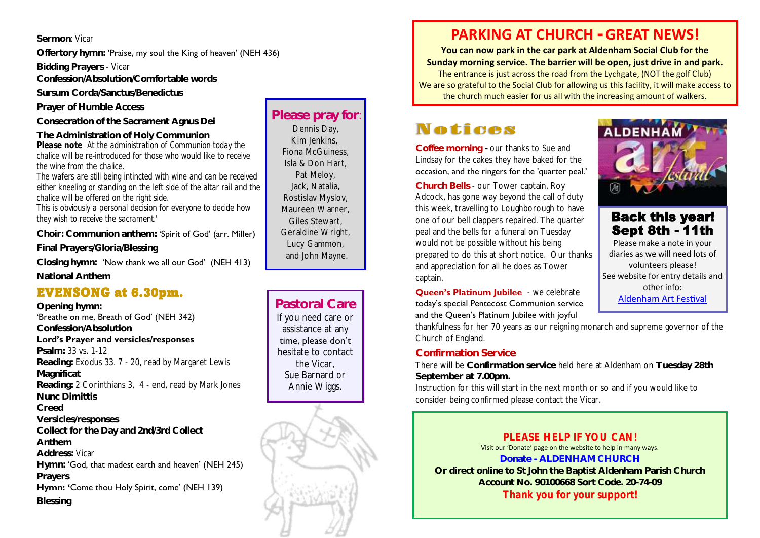**Sermon**: Vicar

**Offertory hymn:** 'Praise, my soul the King of heaven' (NEH 436)

**Bidding Prayers** - Vicar

**Confession/Absolution/Comfortable words**

**Sursum Corda/Sanctus/Benedictus**

**Prayer of Humble Access**

**Consecration of the Sacrament Agnus Dei**

**The Administration of Holy Communion**

***Please note*** At the administration of Communion today the chalice will be re-introduced for those who would like to receive the wine from the chalice.

The wafers are still being intincted with wine and can be received either kneeling or standing on the left side of the altar rail and the chalice will be offered on the right side.

This is obviously a personal decision for everyone to decide how they wish to receive the sacrament.'

**Choir: Communion anthem:** 'Spirit of God' (arr. Miller)

**Final Prayers/Gloria/Blessing**

**Closing hymn:** 'Now thank we all our God' (NEH 413)

**National Anthem**

## EVENSONG at 6.30pm.

**Opening hymn:**
'Breathe on me, Breath of God' (NEH 342)

**Confession/Absolution**

**Lord's Prayer and versicles/responses**

**Psalm:** 33 vs. 1-12

**Reading:** Exodus 33. 7 - 20, read by Margaret Lewis

**Magnificat**

**Reading:** 2 Corinthians 3, 4 - end, read by Mark Jones

**Nunc Dimittis**

**Creed**

**Versicles/responses**

**Collect for the Day and 2nd/3rd Collect**

**Anthem**

**Address:** Vicar

**Hymn:** 'God, that madest earth and heaven' (NEH 245)

**Prayers**

**Hymn:** 'Come thou Holy Spirit, come' (NEH 139)

**Blessing**

### Please pray for:

Dennis Day,
Kim Jenkins,
Fiona McGuiness,
Isla & Don Hart,
Pat Meloy,
Jack, Natalia,
Rostislav Myslov,
Maureen Warner,
Giles Stewart,
Geraldine Wright,
Lucy Gammon,
and John Mayne.

### Pastoral Care

If you need care or assistance at any time, please don't hesitate to contact the Vicar, Sue Barnard or Annie Wiggs.

## PARKING AT CHURCH - GREAT NEWS!

**You can now park in the car park at Aldenham Social Club for the Sunday morning service. The barrier will be open, just drive in and park.**

The entrance is just across the road from the Lychgate, (NOT the golf Club)

We are so grateful to the Social Club for allowing us this facility, it will make access to the church much easier for us all with the increasing amount of walkers.

## Notices

**Coffee morning -** our thanks to Sue and Lindsay for the cakes they have baked for the occasion, and the ringers for the 'quarter peal.'

**Church Bells** - our Tower captain, Roy Adcock, has gone way beyond the call of duty this week, travelling to Loughborough to have one of our bell clappers repaired. The quarter peal and the bells for a funeral on Tuesday would not be possible without his being prepared to do this at short notice. Our thanks and appreciation for all he does as Tower captain.

**Queen's Platinum Jubilee** - we celebrate today's special Pentecost Communion service and the Queen's Platinum Jubilee with joyful thankfulness for her 70 years as our reigning monarch and supreme governor of the Church of England.

ALDENHAM art festival

### Back this year! Sept 8th - 11th

Please make a note in your diaries as we will need lots of volunteers please!

See website for entry details and other info:

Aldenham Art Festival

### Confirmation Service

There will be **Confirmation service** held here at Aldenham on **Tuesday 28th September at 7.00pm.**

Instruction for this will start in the next month or so and if you would like to consider being confirmed please contact the Vicar.

### PLEASE HELP IF YOU CAN!

Visit our 'Donate' page on the website to help in many ways.

**Donate - ALDENHAM CHURCH**

**Or direct online to St John the Baptist Aldenham Parish Church**
**Account No. 90100668 Sort Code. 20-74-09**

**Thank you for your support!**